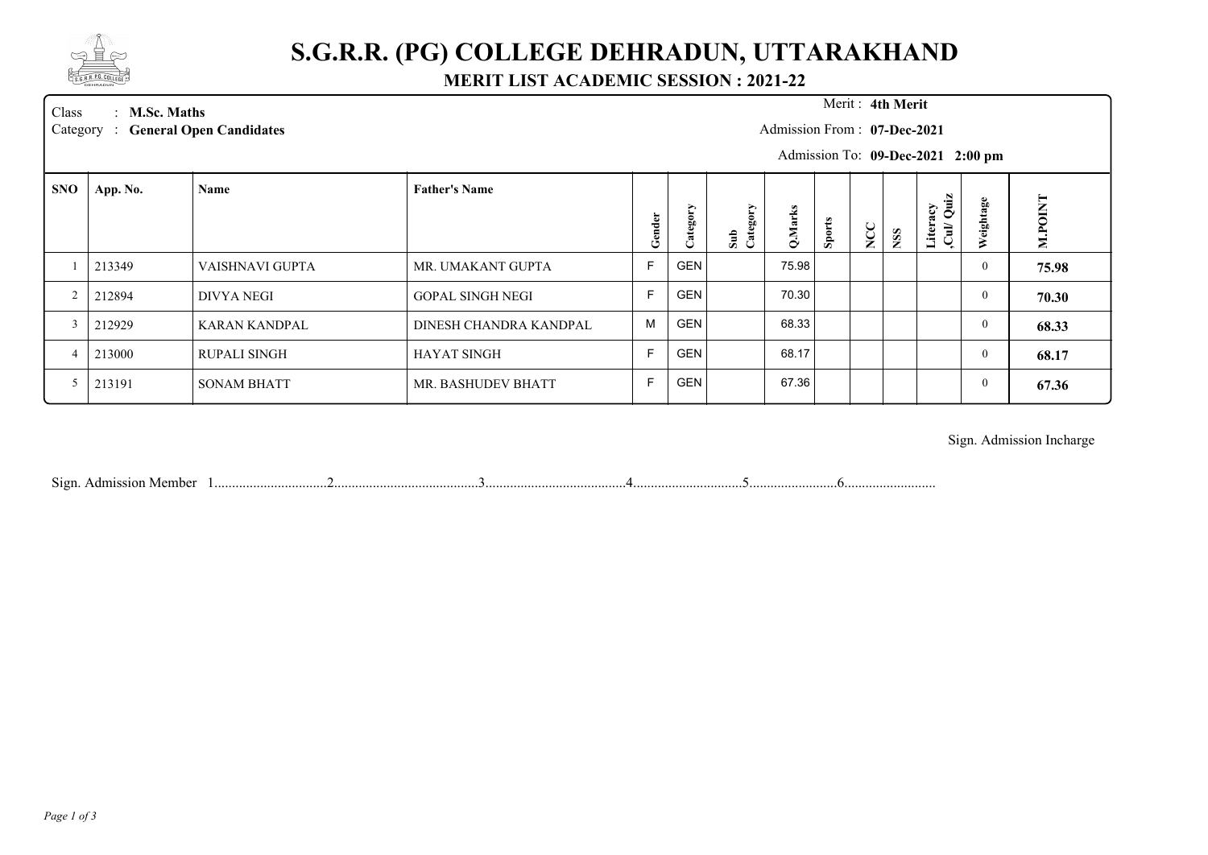# S.G.R.R. (PG) COLLEGE DEHRADUN, UTTARAKHAND

## MERIT LIST ACADEMIC SESSION : 2021-22

Class : **M.Sc. Maths**
Category : **General Open Candidates**

Merit : **4th Merit**
Admission From : **07-Dec-2021**
Admission To: **09-Dec-2021 2:00 pm**

| SNO | App. No. | Name | Father's Name | Gender | Category | Sub Category | Q.Marks | Sports | NCC | NSS | Literacy ,Cul/ Quiz | Weightage | M.POINT |
|---|---|---|---|---|---|---|---|---|---|---|---|---|---|
| 1 | 213349 | VAISHNAVI GUPTA | MR. UMAKANT GUPTA | F | GEN | | 75.98 | | | | | 0 | **75.98** |
| 2 | 212894 | DIVYA NEGI | GOPAL SINGH NEGI | F | GEN | | 70.30 | | | | | 0 | **70.30** |
| 3 | 212929 | KARAN KANDPAL | DINESH CHANDRA KANDPAL | M | GEN | | 68.33 | | | | | 0 | **68.33** |
| 4 | 213000 | RUPALI SINGH | HAYAT SINGH | F | GEN | | 68.17 | | | | | 0 | **68.17** |
| 5 | 213191 | SONAM BHATT | MR. BASHUDEV BHATT | F | GEN | | 67.36 | | | | | 0 | **67.36** |

Sign. Admission Incharge

Sign. Admission Member 1................................2..........................................3........................................4...............................5........................6..........................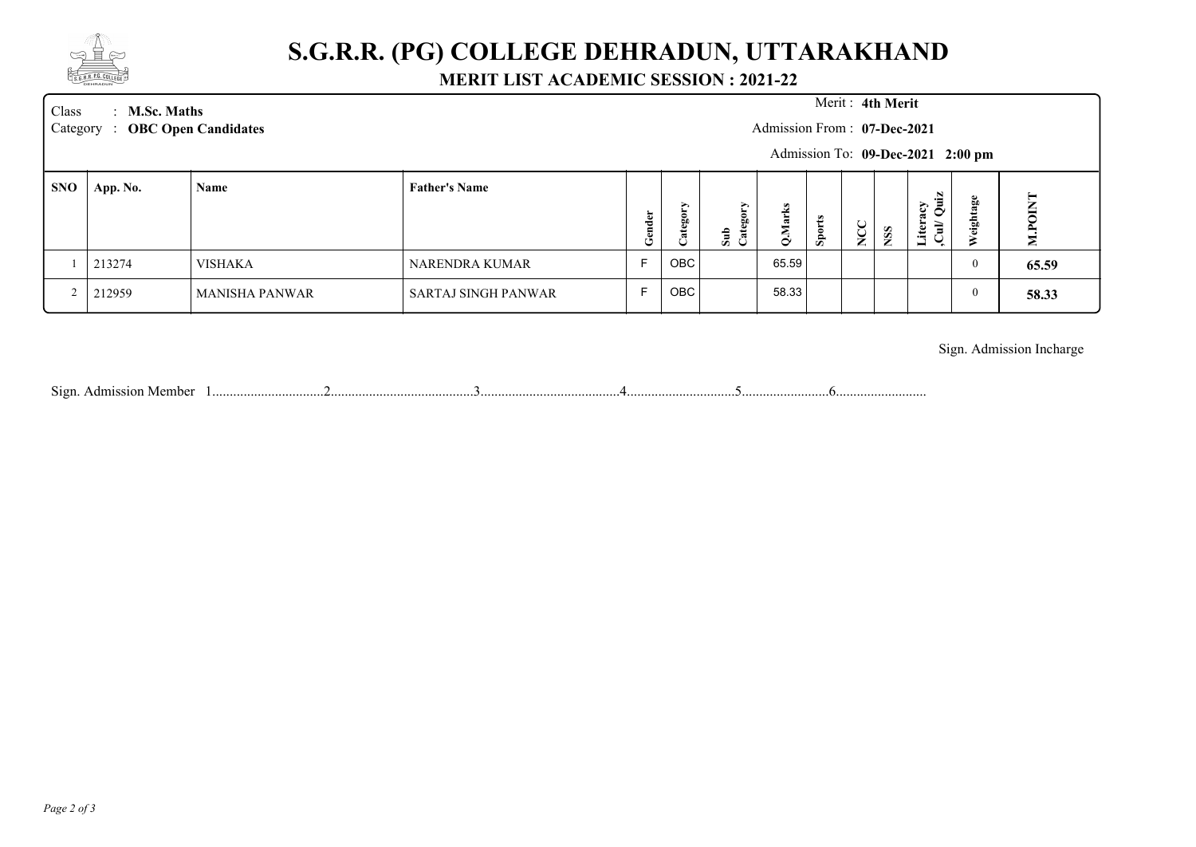# S.G.R.R. (PG) COLLEGE DEHRADUN, UTTARAKHAND

## MERIT LIST ACADEMIC SESSION : 2021-22

Class : **M.Sc. Maths**
Category : **OBC Open Candidates**

Merit : **4th Merit**
Admission From : **07-Dec-2021**
Admission To: **09-Dec-2021 2:00 pm**

| SNO | App. No. | Name | Father's Name | Gender | Category | Sub Category | Q.Marks | Sports | NCC | NSS | Literacy ,Cul/ Quiz | Weightage | M.POINT |
|---|---|---|---|---|---|---|---|---|---|---|---|---|---|
| 1 | 213274 | VISHAKA | NARENDRA KUMAR | F | OBC | | 65.59 | | | | | 0 | **65.59** |
| 2 | 212959 | MANISHA PANWAR | SARTAJ SINGH PANWAR | F | OBC | | 58.33 | | | | | 0 | **58.33** |

Sign. Admission Incharge

Sign. Admission Member 1................................2..........................................3........................................4...............................5.........................6..........................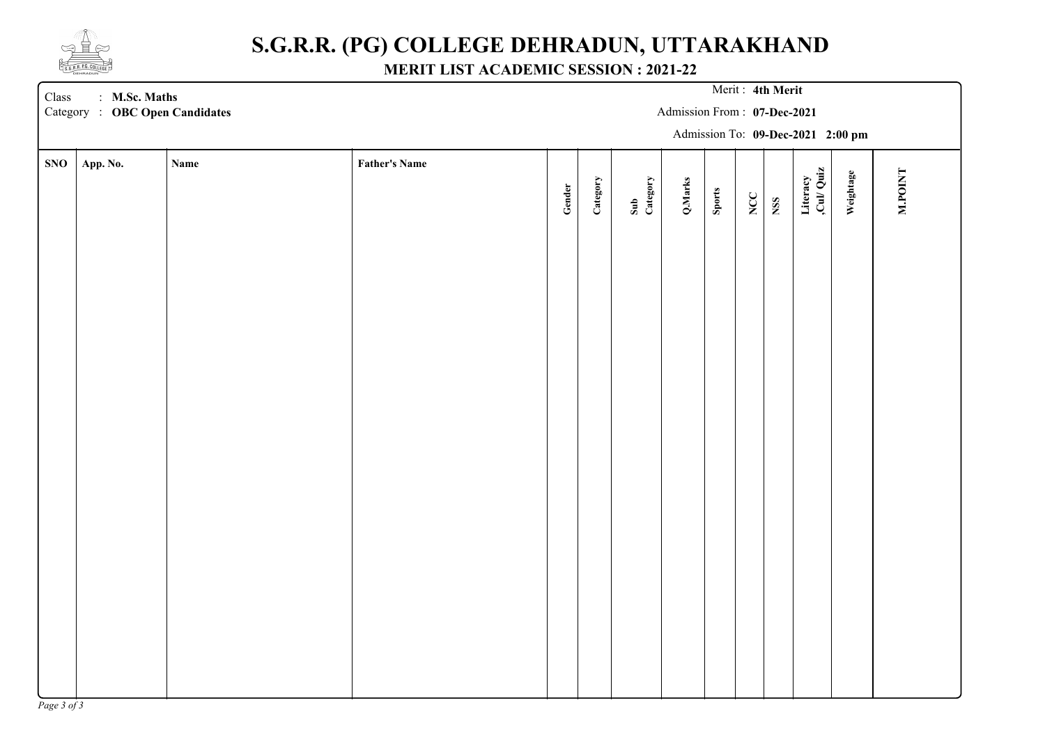# S.G.R.R. (PG) COLLEGE DEHRADUN, UTTARAKHAND

## MERIT LIST ACADEMIC SESSION : 2021-22

Class : **M.Sc. Maths**
Category : **OBC Open Candidates**

Merit : **4th Merit**
Admission From : **07-Dec-2021**
Admission To: **09-Dec-2021 2:00 pm**

| SNO | App. No. | Name | Father's Name | Gender | Category | Sub Category | Q.Marks | Sports | NCC | NSS | Literacy ,Cul/ Quiz | Weightage | M.POINT |
|---|---|---|---|---|---|---|---|---|---|---|---|---|---|